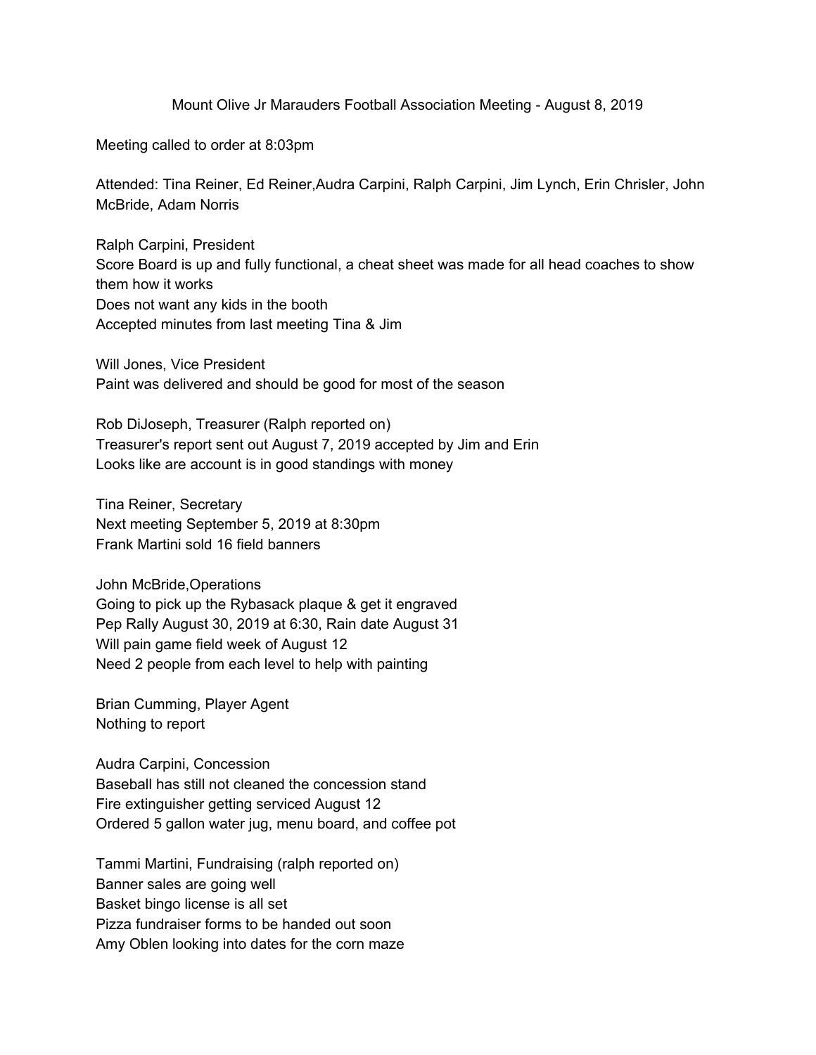# Mount Olive Jr Marauders Football Association Meeting - August 8, 2019

Meeting called to order at 8:03pm

Attended: Tina Reiner, Ed Reiner,Audra Carpini, Ralph Carpini, Jim Lynch, Erin Chrisler, John McBride, Adam Norris

Ralph Carpini, President
Score Board is up and fully functional, a cheat sheet was made for all head coaches to show them how it works
Does not want any kids in the booth
Accepted minutes from last meeting Tina & Jim

Will Jones, Vice President
Paint was delivered and should be good for most of the season

Rob DiJoseph, Treasurer (Ralph reported on)
Treasurer's report sent out August 7, 2019 accepted by Jim and Erin
Looks like are account is in good standings with money

Tina Reiner, Secretary
Next meeting September 5, 2019 at 8:30pm
Frank Martini sold 16 field banners

John McBride,Operations
Going to pick up the Rybasack plaque & get it engraved
Pep Rally August 30, 2019 at 6:30, Rain date August 31
Will pain game field week of August 12
Need 2 people from each level to help with painting

Brian Cumming, Player Agent
Nothing to report

Audra Carpini, Concession
Baseball has still not cleaned the concession stand
Fire extinguisher getting serviced August 12
Ordered 5 gallon water jug, menu board, and coffee pot

Tammi Martini, Fundraising (ralph reported on)
Banner sales are going well
Basket bingo license is all set
Pizza fundraiser forms to be handed out soon
Amy Oblen looking into dates for the corn maze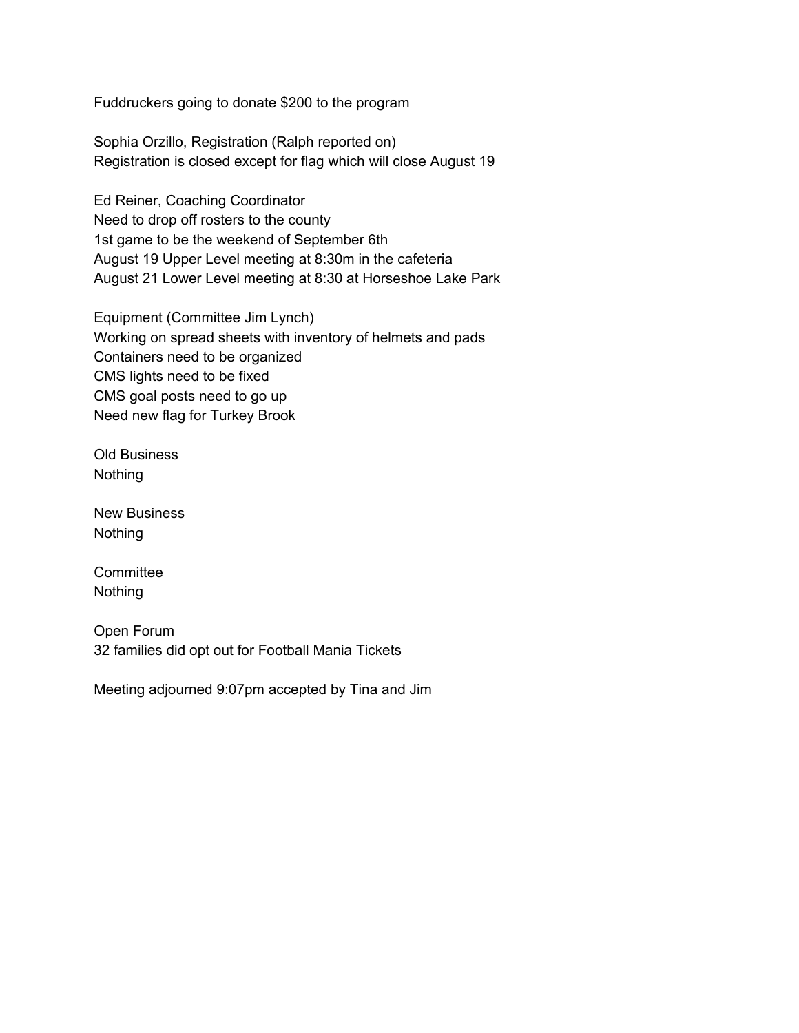Fuddruckers going to donate $200 to the program

Sophia Orzillo, Registration (Ralph reported on)
Registration is closed except for flag which will close August 19

Ed Reiner, Coaching Coordinator
Need to drop off rosters to the county
1st game to be the weekend of September 6th
August 19 Upper Level meeting at 8:30m in the cafeteria
August 21 Lower Level meeting at 8:30 at Horseshoe Lake Park

Equipment (Committee Jim Lynch)
Working on spread sheets with inventory of helmets and pads
Containers need to be organized
CMS lights need to be fixed
CMS goal posts need to go up
Need new flag for Turkey Brook

Old Business
Nothing

New Business
Nothing

Committee
Nothing

Open Forum
32 families did opt out for Football Mania Tickets

Meeting adjourned 9:07pm accepted by Tina and Jim